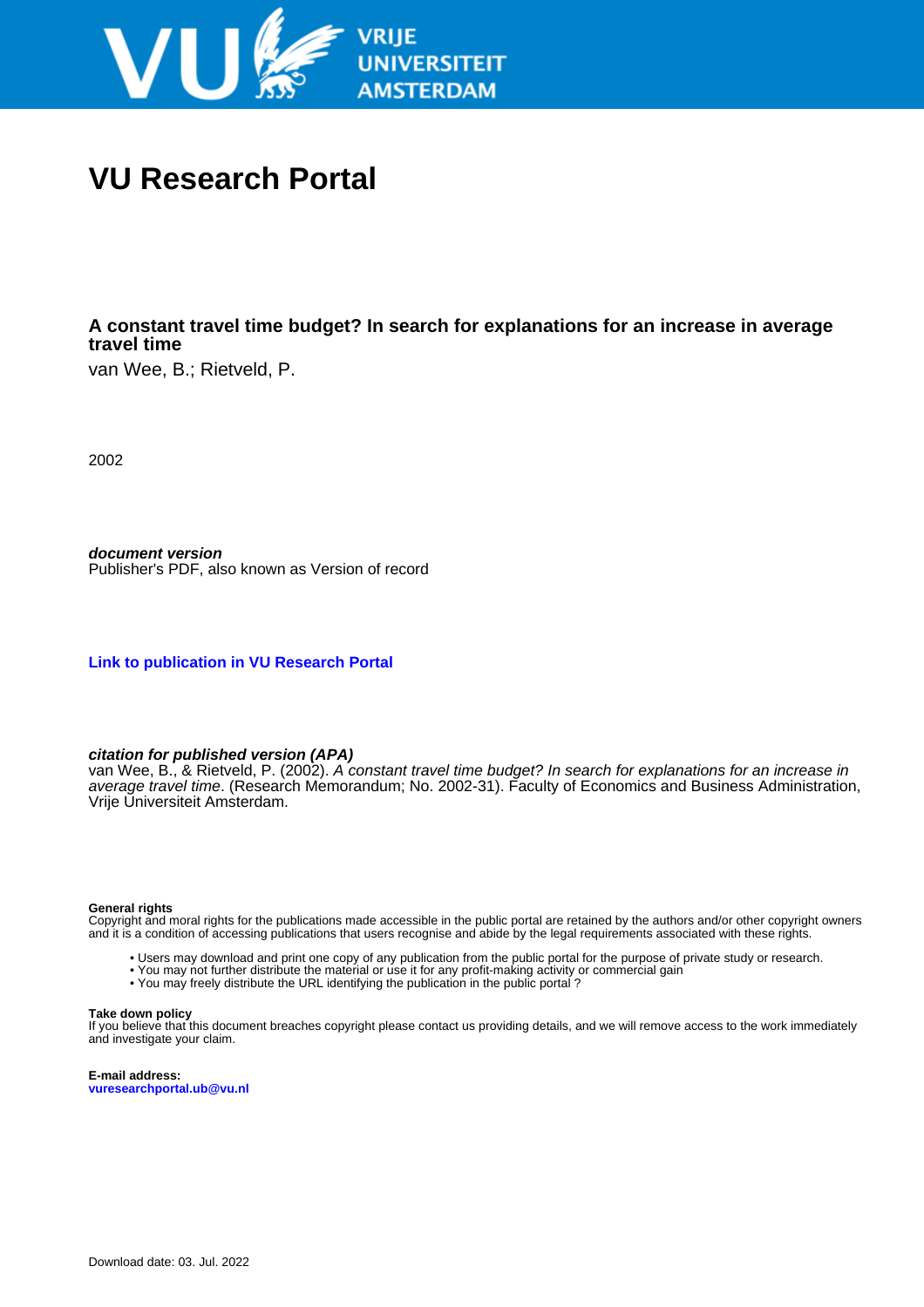# VU Research Portal

**A constant travel time budget? In search for explanations for an increase in average travel time**

van Wee, B.; Rietveld, P.

2002

***document version***
Publisher's PDF, also known as Version of record

**Link to publication in VU Research Portal**

***citation for published version (APA)***
van Wee, B., & Rietveld, P. (2002). *A constant travel time budget? In search for explanations for an increase in average travel time*. (Research Memorandum; No. 2002-31). Faculty of Economics and Business Administration, Vrije Universiteit Amsterdam.

**General rights**
Copyright and moral rights for the publications made accessible in the public portal are retained by the authors and/or other copyright owners and it is a condition of accessing publications that users recognise and abide by the legal requirements associated with these rights.

- Users may download and print one copy of any publication from the public portal for the purpose of private study or research.
- You may not further distribute the material or use it for any profit-making activity or commercial gain
- You may freely distribute the URL identifying the publication in the public portal ?

**Take down policy**
If you believe that this document breaches copyright please contact us providing details, and we will remove access to the work immediately and investigate your claim.

**E-mail address:**
**vuresearchportal.ub@vu.nl**

Download date: 03. Jul. 2022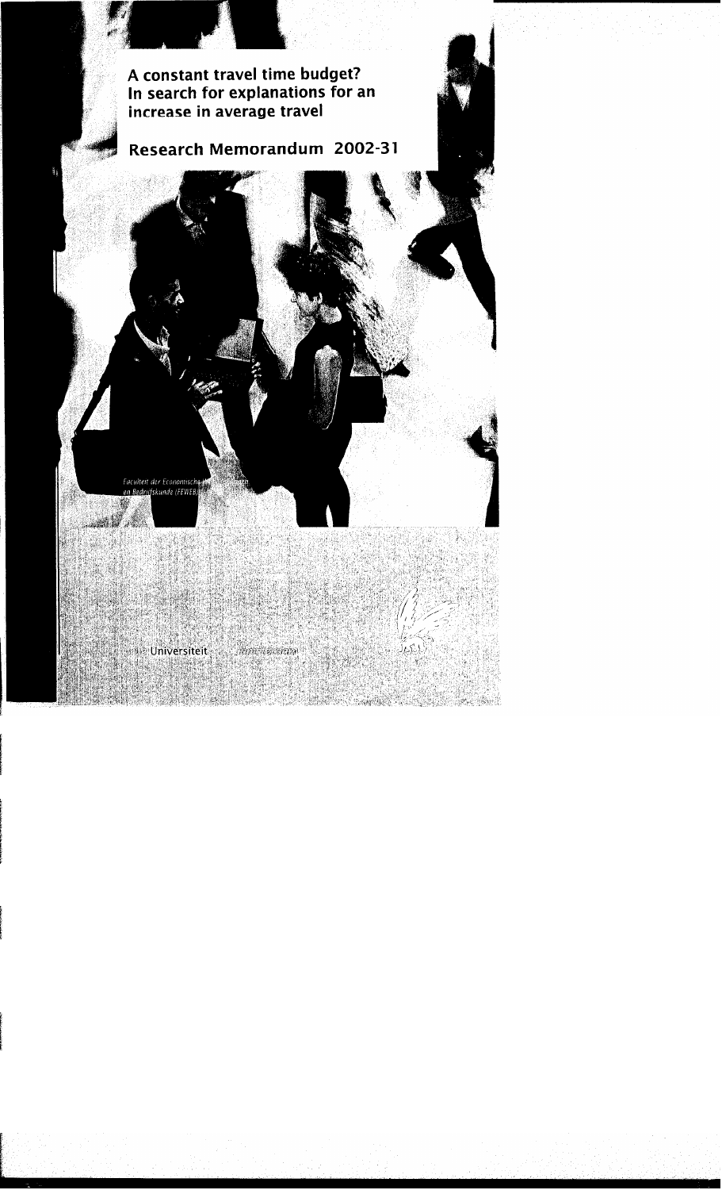# A constant travel time budget? In search for explanations for an increase in average travel

## Research Memorandum 2002-31

Faculteit der Economische Wetenschappen en Bedrijfskunde (FEWEB)

Universiteit Amsterdam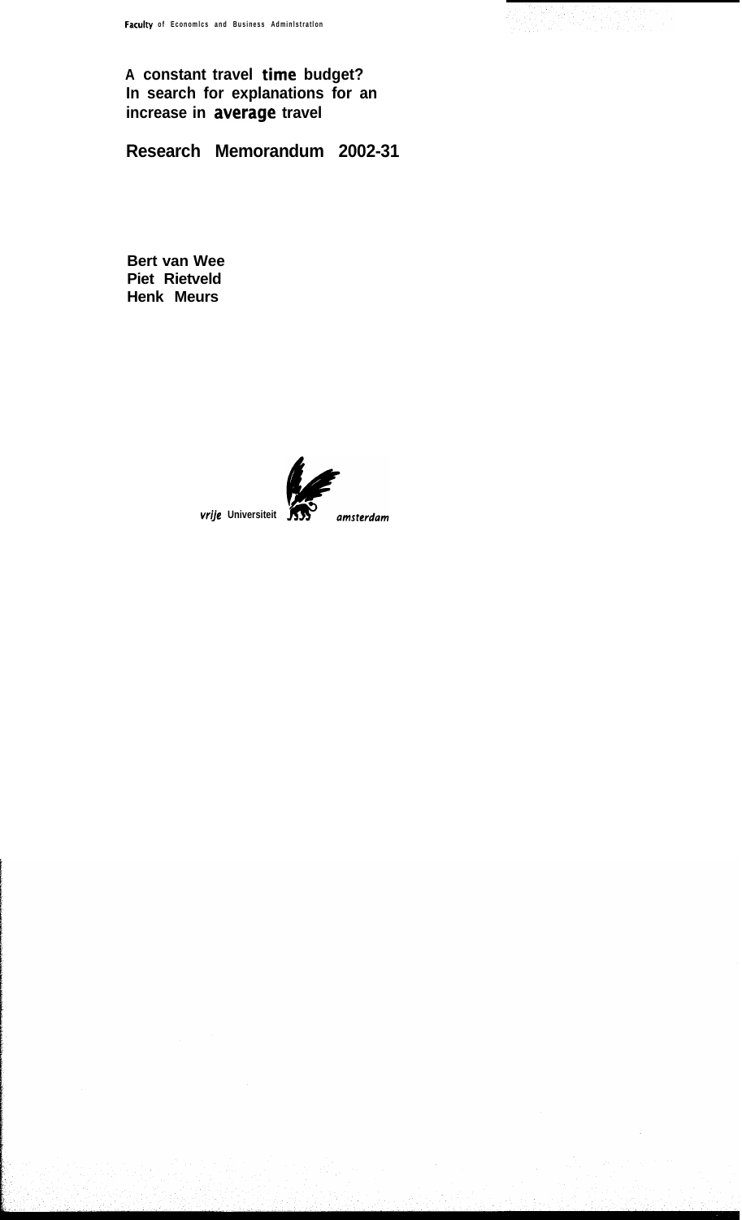Faculty of Economics and Business Administration

**A constant travel time budget? In search for explanations for an increase in average travel**

**Research Memorandum 2002-31**

**Bert van Wee**
**Piet Rietveld**
**Henk Meurs**

vrije Universiteit amsterdam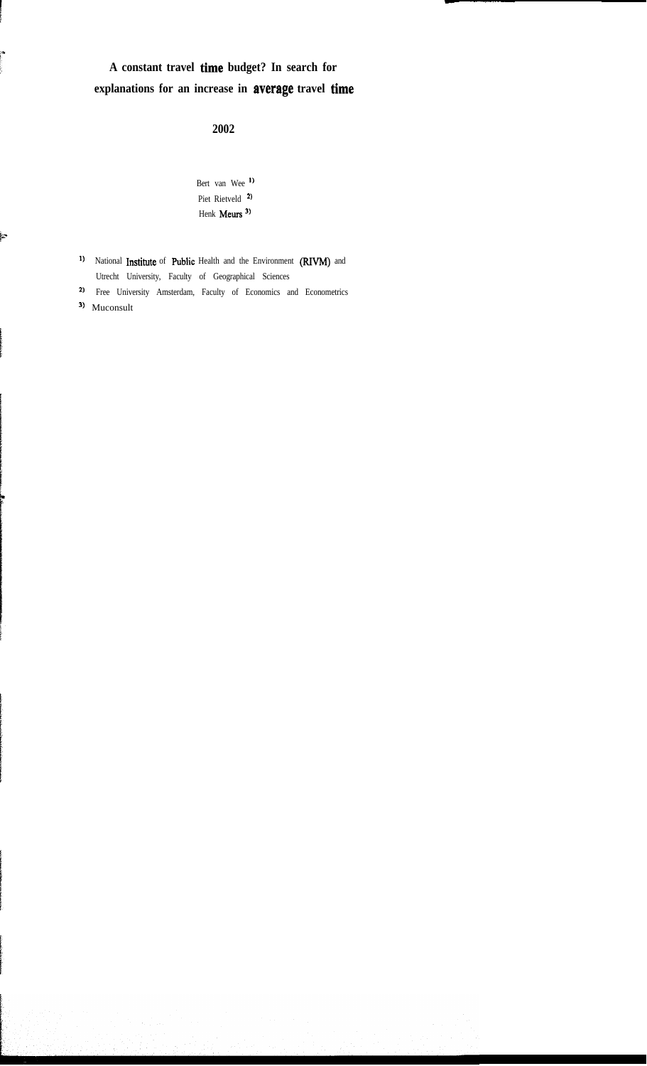# A constant travel time budget? In search for explanations for an increase in average travel time

**2002**

Bert van Wee [1]
Piet Rietveld [2]
Henk Meurs [3]

[1] National Institute of Public Health and the Environment (RIVM) and Utrecht University, Faculty of Geographical Sciences

[2] Free University Amsterdam, Faculty of Economics and Econometrics

[3] Muconsult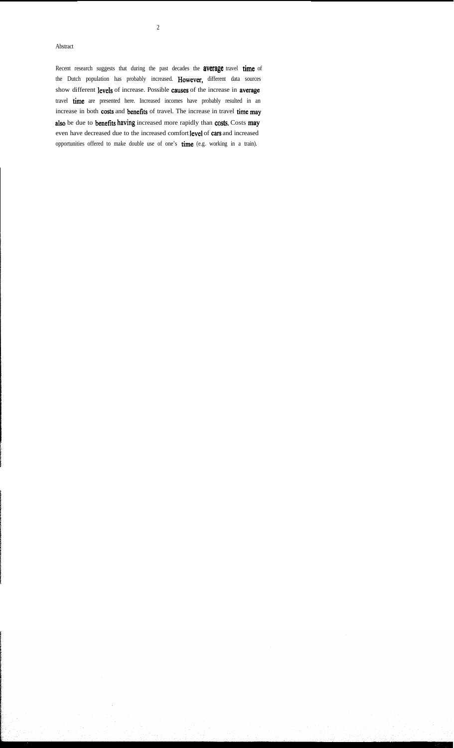## Abstract

Recent research suggests that during the past decades the average travel time of the Dutch population has probably increased. However, different data sources show different levels of increase. Possible causes of the increase in average travel time are presented here. Increased incomes have probably resulted in an increase in both costs and benefits of travel. The increase in travel time may also be due to benefits having increased more rapidly than costs. Costs may even have decreased due to the increased comfort level of cars and increased opportunities offered to make double use of one's time (e.g. working in a train).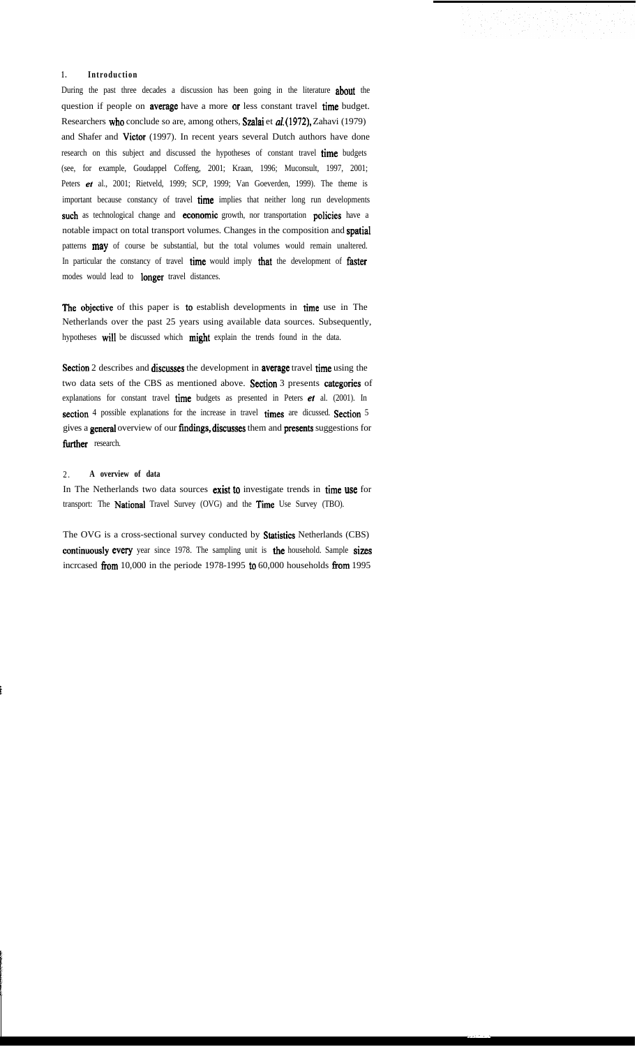## 1. Introduction

During the past three decades a discussion has been going in the literature about the question if people on average have a more or less constant travel time budget. Researchers who conclude so are, among others, Szalai et *al.* (1972), Zahavi (1979) and Shafer and Victor (1997). In recent years several Dutch authors have done research on this subject and discussed the hypotheses of constant travel time budgets (see, for example, Goudappel Coffeng, 2001; Kraan, 1996; Muconsult, 1997, 2001; Peters *et* al., 2001; Rietveld, 1999; SCP, 1999; Van Goeverden, 1999). The theme is important because constancy of travel time implies that neither long run developments such as technological change and economic growth, nor transportation policies have a notable impact on total transport volumes. Changes in the composition and spatial patterns may of course be substantial, but the total volumes would remain unaltered. In particular the constancy of travel time would imply that the development of faster modes would lead to longer travel distances.

The objective of this paper is to establish developments in time use in The Netherlands over the past 25 years using available data sources. Subsequently, hypotheses will be discussed which might explain the trends found in the data.

Section 2 describes and discusses the development in average travel time using the two data sets of the CBS as mentioned above. Section 3 presents categories of explanations for constant travel time budgets as presented in Peters *et* al. (2001). In section 4 possible explanations for the increase in travel times are dicussed. Section 5 gives a general overview of our findings, discusses them and presents suggestions for further research.

## 2. A overview of data

In The Netherlands two data sources exist to investigate trends in time use for transport: The National Travel Survey (OVG) and the Time Use Survey (TBO).

The OVG is a cross-sectional survey conducted by Statistics Netherlands (CBS) continuously every year since 1978. The sampling unit is the household. Sample sizes incrcased from 10,000 in the periode 1978-1995 to 60,000 households from 1995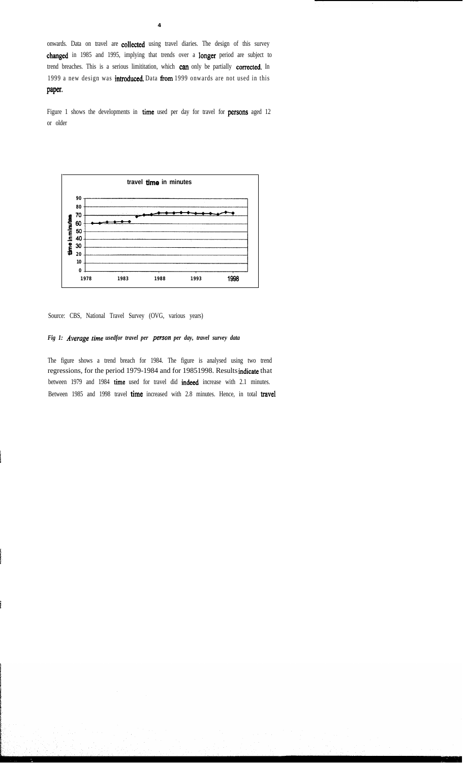onwards. Data on travel are collected using travel diaries. The design of this survey changed in 1985 and 1995, implying that trends over a longer period are subject to trend breaches. This is a serious limititation, which can only be partially corrected. In 1999 a new design was introduced. Data from 1999 onwards are not used in this paper.

Figure 1 shows the developments in time used per day for travel for persons aged 12 or older

Source: CBS, National Travel Survey (OVG, various years)

*Fig 1: Average time usedfor travel per person per day, travel survey data*

The figure shows a trend breach for 1984. The figure is analysed using two trend regressions, for the period 1979-1984 and for 19851998. Results indicate that between 1979 and 1984 time used for travel did indeed increase with 2.1 minutes. Between 1985 and 1998 travel time increased with 2.8 minutes. Hence, in total travel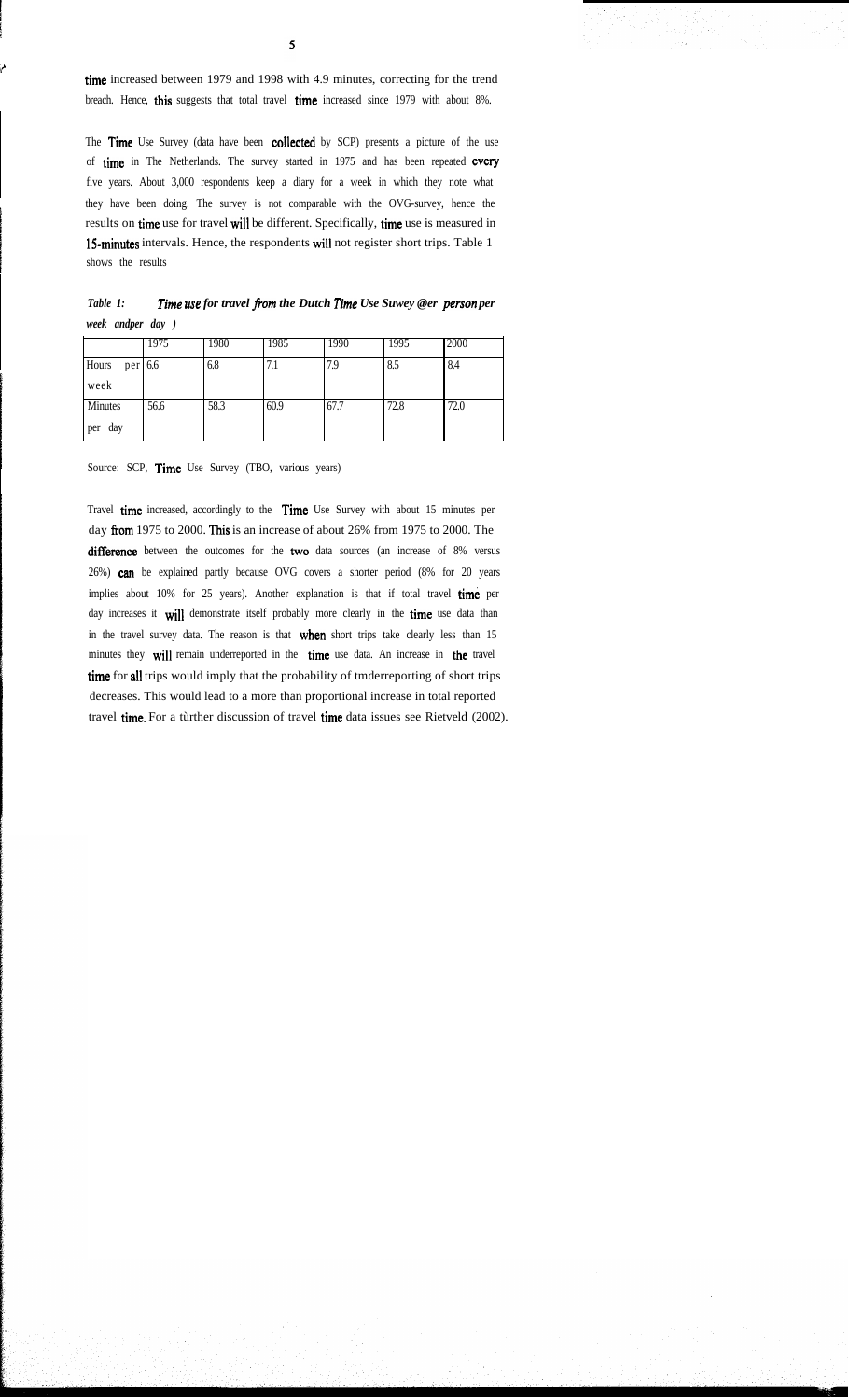time increased between 1979 and 1998 with 4.9 minutes, correcting for the trend breach. Hence, this suggests that total travel time increased since 1979 with about 8%.

The Time Use Survey (data have been collected by SCP) presents a picture of the use of time in The Netherlands. The survey started in 1975 and has been repeated every five years. About 3,000 respondents keep a diary for a week in which they note what they have been doing. The survey is not comparable with the OVG-survey, hence the results on time use for travel will be different. Specifically, time use is measured in 15-minutes intervals. Hence, the respondents will not register short trips. Table 1 shows the results

*Table 1: Time use for travel from the Dutch Time Use Suwey @er person per week andper day )*

| | 1975 | 1980 | 1985 | 1990 | 1995 | 2000 |
|---|---|---|---|---|---|---|
| Hours per week | 6.6 | 6.8 | 7.1 | 7.9 | 8.5 | 8.4 |
| Minutes per day | 56.6 | 58.3 | 60.9 | 67.7 | 72.8 | 72.0 |

Source: SCP, Time Use Survey (TBO, various years)

Travel time increased, accordingly to the Time Use Survey with about 15 minutes per day from 1975 to 2000. This is an increase of about 26% from 1975 to 2000. The difference between the outcomes for the two data sources (an increase of 8% versus 26%) can be explained partly because OVG covers a shorter period (8% for 20 years implies about 10% for 25 years). Another explanation is that if total travel time per day increases it will demonstrate itself probably more clearly in the time use data than in the travel survey data. The reason is that when short trips take clearly less than 15 minutes they will remain underreported in the time use data. An increase in the travel time for all trips would imply that the probability of tmderreporting of short trips decreases. This would lead to a more than proportional increase in total reported travel time. For a tùrther discussion of travel time data issues see Rietveld (2002).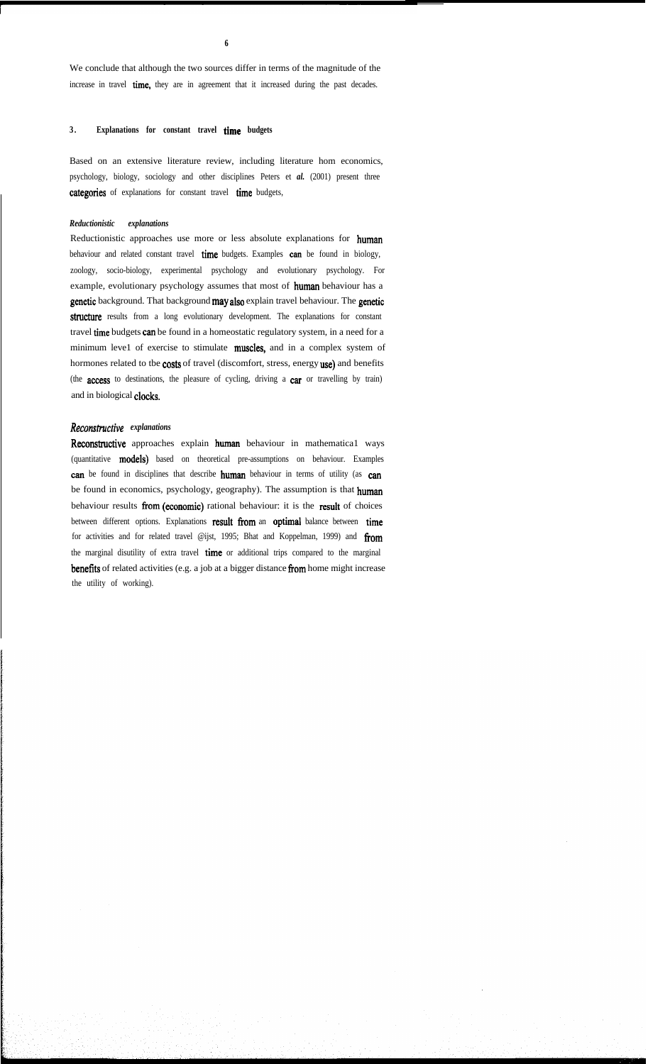We conclude that although the two sources differ in terms of the magnitude of the increase in travel time, they are in agreement that it increased during the past decades.

## 3. Explanations for constant travel time budgets

Based on an extensive literature review, including literature hom economics, psychology, biology, sociology and other disciplines Peters et *al.* (2001) present three categories of explanations for constant travel time budgets,

### *Reductionistic explanations*

Reductionistic approaches use more or less absolute explanations for human behaviour and related constant travel time budgets. Examples can be found in biology, zoology, socio-biology, experimental psychology and evolutionary psychology. For example, evolutionary psychology assumes that most of human behaviour has a genetic background. That background may also explain travel behaviour. The genetic structure results from a long evolutionary development. The explanations for constant travel time budgets can be found in a homeostatic regulatory system, in a need for a minimum leve1 of exercise to stimulate muscles, and in a complex system of hormones related to tbe costs of travel (discomfort, stress, energy use) and benefits (the access to destinations, the pleasure of cycling, driving a car or travelling by train) and in biological clocks.

### *Reconstructive explanations*

Reconstructive approaches explain human behaviour in mathematica1 ways (quantitative models) based on theoretical pre-assumptions on behaviour. Examples can be found in disciplines that describe human behaviour in terms of utility (as can be found in economics, psychology, geography). The assumption is that human behaviour results from (economic) rational behaviour: it is the result of choices between different options. Explanations result from an optimal balance between time for activities and for related travel @ijst, 1995; Bhat and Koppelman, 1999) and from the marginal disutility of extra travel time or additional trips compared to the marginal benefits of related activities (e.g. a job at a bigger distance from home might increase the utility of working).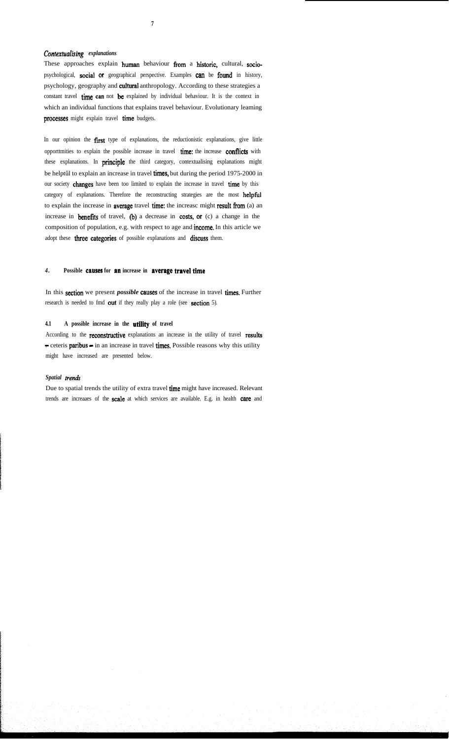*Contextualising explanations*

These approaches explain human behaviour from a historic, cultural, socio-psychological, social or geographical perspective. Examples can be found in history, psychology, geography and cultural anthropology. According to these strategies a constant travel time can not be explained by individual behaviour. It is the context in which an individual functions that explains travel behaviour. Evolutionary leaming processes might explain travel time budgets.

In our opinion the first type of explanations, the reductionistic explanations, give little opporttmities to explain the possible increase in travel time: the increase conflicts with these explanations. In principle the third category, contextualising explanations might be helptûl to explain an increase in travel times, but during the period 1975-2000 in our society changes have been too limited to explain the increase in travel time by this category of explanations. Therefore the reconstructing strategies are the most helpful to explain the increase in average travel time: the increasc might result from (a) an increase in benefits of travel, (b) a decrease in costs, or (c) a change in the composition of population, e.g. with respect to age and income. In this article we adopt these three categories of possible explanations and discuss them.

## 4. Possible causes for an increase in average travel time

In this section we present ***possible*** causes of the increase in travel times. Further research is needed to fmd out if they really play a role (see section 5).

### 4.1 A possible increase in the utility of travel

According to the reconstructive explanations an increase in the utility of travel results - ceteris paribus - in an increase in travel times. Possible reasons why this utility might have increased are presented below.

***Spatial trends***

Due to spatial trends the utility of extra travel time might have increased. Relevant trends are increaaes of the scale at which services are available. E.g. in health care and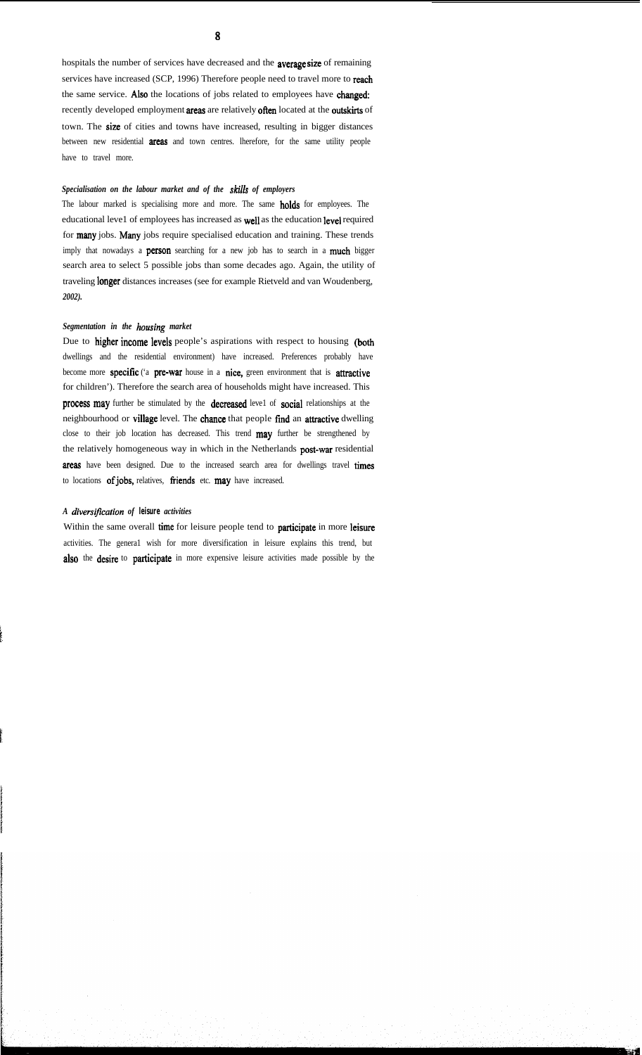hospitals the number of services have decreased and the average size of remaining services have increased (SCP, 1996) Therefore people need to travel more to reach the same service. Also the locations of jobs related to employees have changed: recently developed employment areas are relatively often located at the outskirts of town. The size of cities and towns have increased, resulting in bigger distances between new residential areas and town centres. lherefore, for the same utility people have to travel more.

***Specialisation on the labour market and of the skills of employers***

The labour marked is specialising more and more. The same holds for employees. The educational leve1 of employees has increased as well as the education level required for many jobs. Many jobs require specialised education and training. These trends imply that nowadays a person searching for a new job has to search in a much bigger search area to select 5 possible jobs than some decades ago. Again, the utility of traveling longer distances increases (see for example Rietveld and van Woudenberg, *2002).*

***Segmentation in the housing market***

Due to higher income levels people's aspirations with respect to housing (both dwellings and the residential environment) have increased. Preferences probably have become more specific ('a pre-war house in a nice, green environment that is attractive for children'). Therefore the search area of households might have increased. This process may further be stimulated by the decreased leve1 of social relationships at the neighbourhood or village level. The chance that people find an attractive dwelling close to their job location has decreased. This trend may further be strengthened by the relatively homogeneous way in which in the Netherlands post-war residential areas have been designed. Due to the increased search area for dwellings travel times to locations of jobs, relatives, friends etc. may have increased.

***A diversification of leisure activities***

Within the same overall time for leisure people tend to participate in more leisure activities. The genera1 wish for more diversification in leisure explains this trend, but also the desire to participate in more expensive leisure activities made possible by the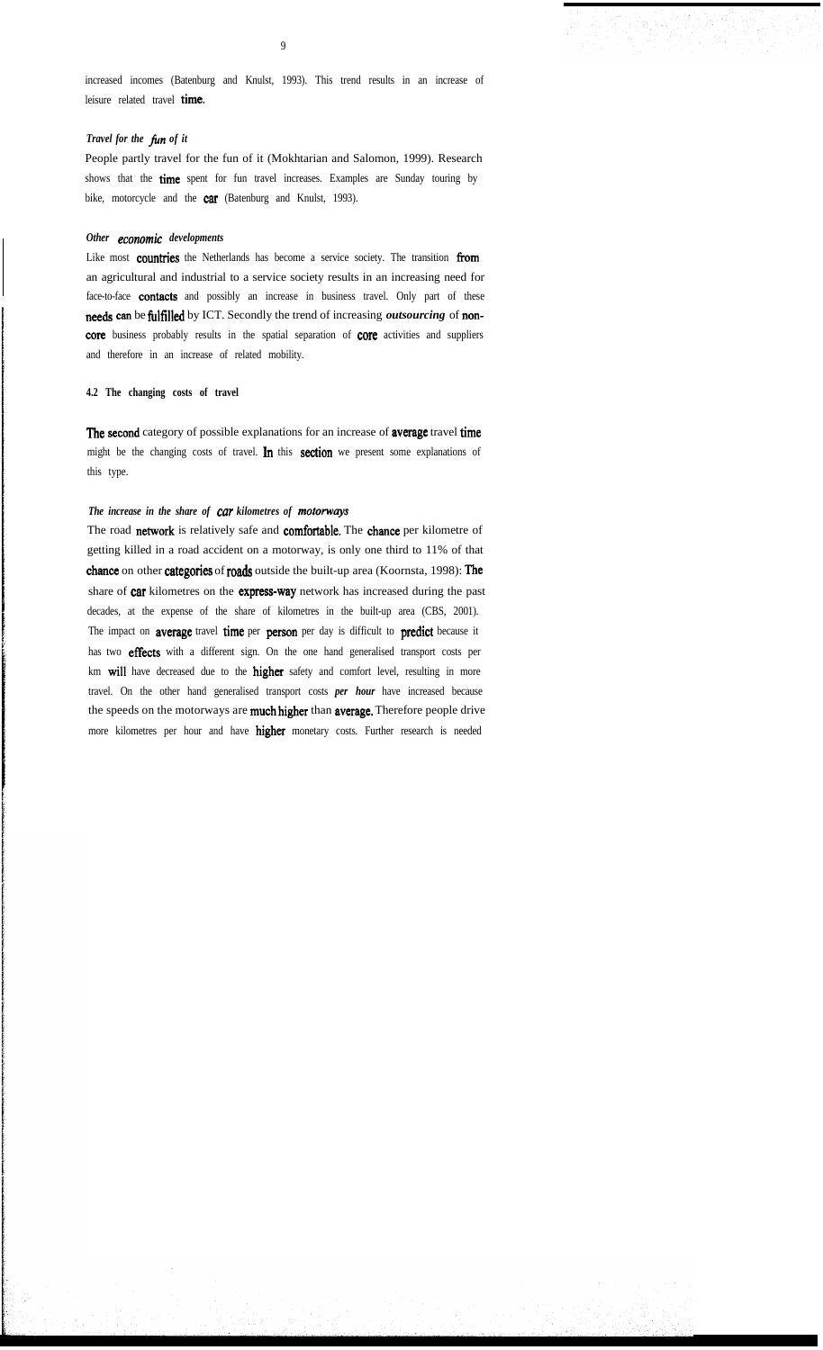increased incomes (Batenburg and Knulst, 1993). This trend results in an increase of leisure related travel time.

*Travel for the fun of it*

People partly travel for the fun of it (Mokhtarian and Salomon, 1999). Research shows that the time spent for fun travel increases. Examples are Sunday touring by bike, motorcycle and the car (Batenburg and Knulst, 1993).

*Other economic developments*

Like most countries the Netherlands has become a service society. The transition from an agricultural and industrial to a service society results in an increasing need for face-to-face contacts and possibly an increase in business travel. Only part of these needs can be fulfilled by ICT. Secondly the trend of increasing ***outsourcing*** of non-core business probably results in the spatial separation of core activities and suppliers and therefore in an increase of related mobility.

### 4.2 The changing costs of travel

The second category of possible explanations for an increase of average travel time might be the changing costs of travel. In this section we present some explanations of this type.

*The increase in the share of car kilometres of motorways*

The road network is relatively safe and comfortable. The chance per kilometre of getting killed in a road accident on a motorway, is only one third to 11% of that chance on other categories of roads outside the built-up area (Koornsta, 1998): The share of car kilometres on the express-way network has increased during the past decades, at the expense of the share of kilometres in the built-up area (CBS, 2001). The impact on average travel time per person per day is difficult to predict because it has two effects with a different sign. On the one hand generalised transport costs per km will have decreased due to the higher safety and comfort level, resulting in more travel. On the other hand generalised transport costs ***per hour*** have increased because the speeds on the motorways are much higher than average. Therefore people drive more kilometres per hour and have higher monetary costs. Further research is needed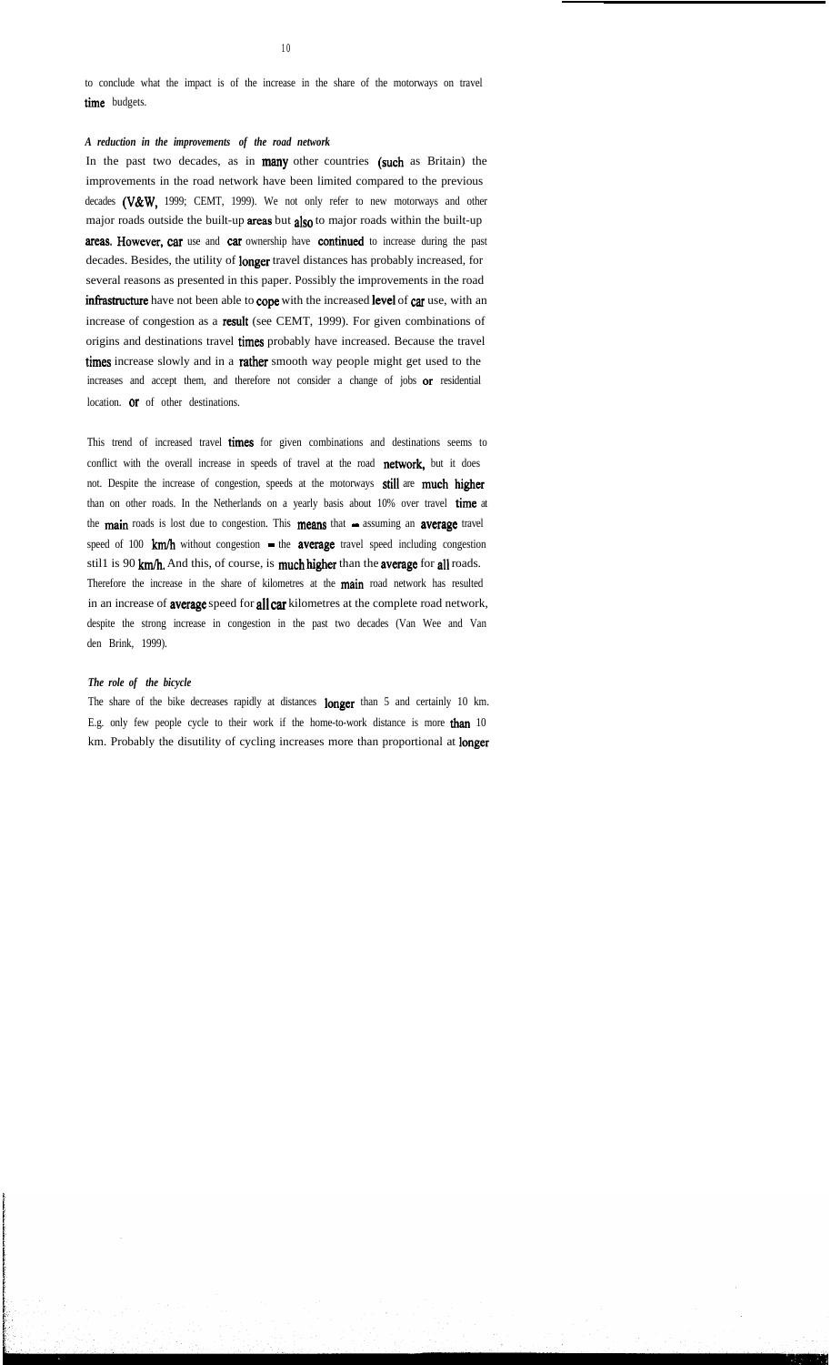to conclude what the impact is of the increase in the share of the motorways on travel time budgets.

### *A reduction in the improvements of the road network*

In the past two decades, as in many other countries (such as Britain) the improvements in the road network have been limited compared to the previous decades (V&W, 1999; CEMT, 1999). We not only refer to new motorways and other major roads outside the built-up areas but also to major roads within the built-up areas. However, car use and car ownership have continued to increase during the past decades. Besides, the utility of longer travel distances has probably increased, for several reasons as presented in this paper. Possibly the improvements in the road infrastructure have not been able to cope with the increased level of car use, with an increase of congestion as a result (see CEMT, 1999). For given combinations of origins and destinations travel times probably have increased. Because the travel times increase slowly and in a rather smooth way people might get used to the increases and accept them, and therefore not consider a change of jobs or residential location. or of other destinations.

This trend of increased travel times for given combinations and destinations seems to conflict with the overall increase in speeds of travel at the road network, but it does not. Despite the increase of congestion, speeds at the motorways still are much higher than on other roads. In the Netherlands on a yearly basis about 10% over travel time at the main roads is lost due to congestion. This means that - assuming an average travel speed of 100 km/h without congestion - the average travel speed including congestion stil1 is 90 km/h. And this, of course, is much higher than the average for all roads. Therefore the increase in the share of kilometres at the main road network has resulted in an increase of average speed for all car kilometres at the complete road network, despite the strong increase in congestion in the past two decades (Van Wee and Van den Brink, 1999).

### *The role of the bicycle*

The share of the bike decreases rapidly at distances longer than 5 and certainly 10 km. E.g. only few people cycle to their work if the home-to-work distance is more than 10 km. Probably the disutility of cycling increases more than proportional at longer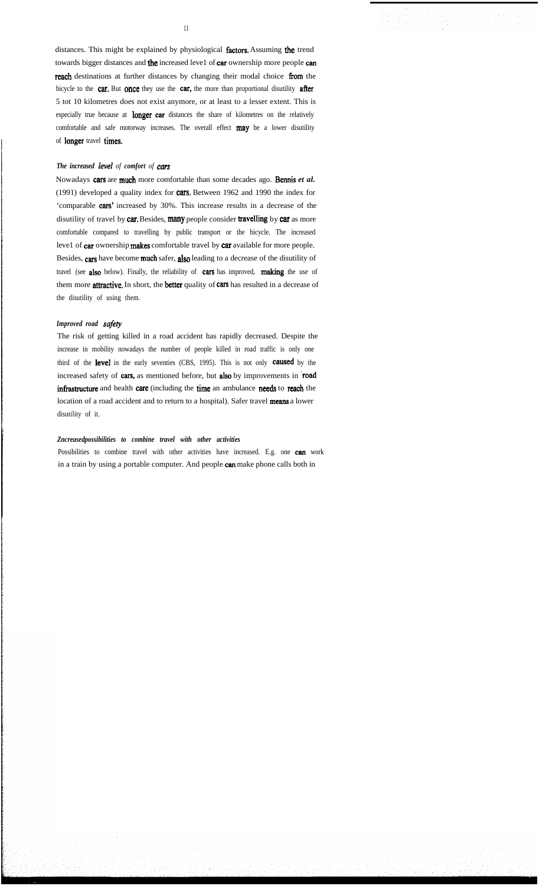distances. This might be explained by physiological factors. Assuming the trend towards bigger distances and the increased leve1 of car ownership more people can reach destinations at further distances by changing their modal choice from the bicycle to the car. But once they use the car, the more than proportional disutility after 5 tot 10 kilometres does not exist anymore, or at least to a lesser extent. This is especially true because at longer car distances the share of kilometres on the relatively comfortable and safe motorway increases. The overall effect may be a lower disutility of longer travel times.

***The increased level of comfort of cars***

Nowadays cars are much more comfortable than some decades ago. Bennis *et al.* (1991) developed a quality index for cars. Between 1962 and 1990 the index for 'comparable cars' increased by 30%. This increase results in a decrease of the disutility of travel by car. Besides, many people consider travelling by car as more comfortable compared to travelling by public transport or the bicycle. The increased leve1 of car ownership makes comfortable travel by car available for more people. Besides, cars have become much safer, also leading to a decrease of the disutility of travel (see also below). Finally, the reliability of cars has improved, making the use of them more attractive. In short, the better quality of cars has resulted in a decrease of the disutility of using them.

***Improved road safety***

The risk of getting killed in a road accident has rapidly decreased. Despite the increase in mobility nowadays the number of people killed in road traffic is only one third of the level in the early seventies (CBS, 1995). This is not only caused by the increased safety of cars, as mentioned before, but also by improvements in road infrastructure and health care (including the time an ambulance needs to reach the location of a road accident and to return to a hospital). Safer travel means a lower disutility of it.

***Zncreasedpossibilities to combine travel with other activities***

Possibilities to combine travel with other activities have increased. E.g. one can work in a train by using a portable computer. And people can make phone calls both in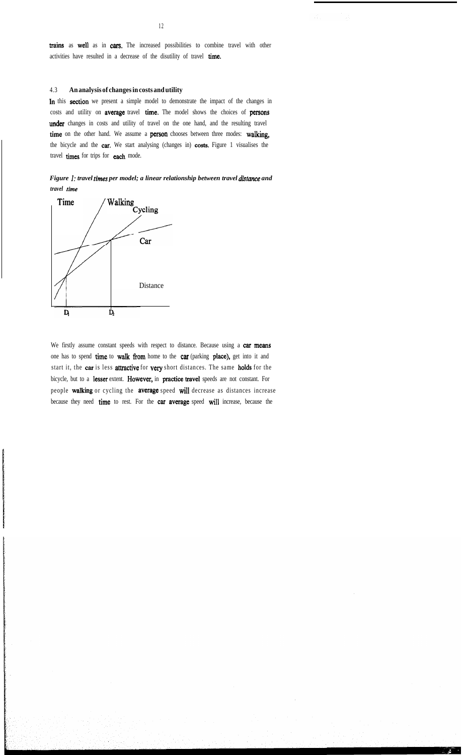trains as well as in cars. The increased possibilities to combine travel with other activities have resulted in a decrease of the disutility of travel time.

### 4.3 An analysis of changes in costs and utility

In this section we present a simple model to demonstrate the impact of the changes in costs and utility on average travel time. The model shows the choices of persons under changes in costs and utility of travel on the one hand, and the resulting travel time on the other hand. We assume a person chooses between three modes: walking, the bicycle and the car. We start analysing (changes in) costs. Figure 1 visualises the travel times for trips for each mode.

***Figure 1: travel times per model; a linear relationship between travel distance and travel time***

Time

Walking

Cycling

Car

Distance

$D_1$ $D_2$

We firstly assume constant speeds with respect to distance. Because using a car means one has to spend time to walk from home to the car (parking place), get into it and start it, the car is less attractive for very short distances. The same holds for the bicycle, but to a lesser extent. However, in practice travel speeds are not constant. For people walking or cycling the average speed will decrease as distances increase because they need time to rest. For the car average speed will increase, because the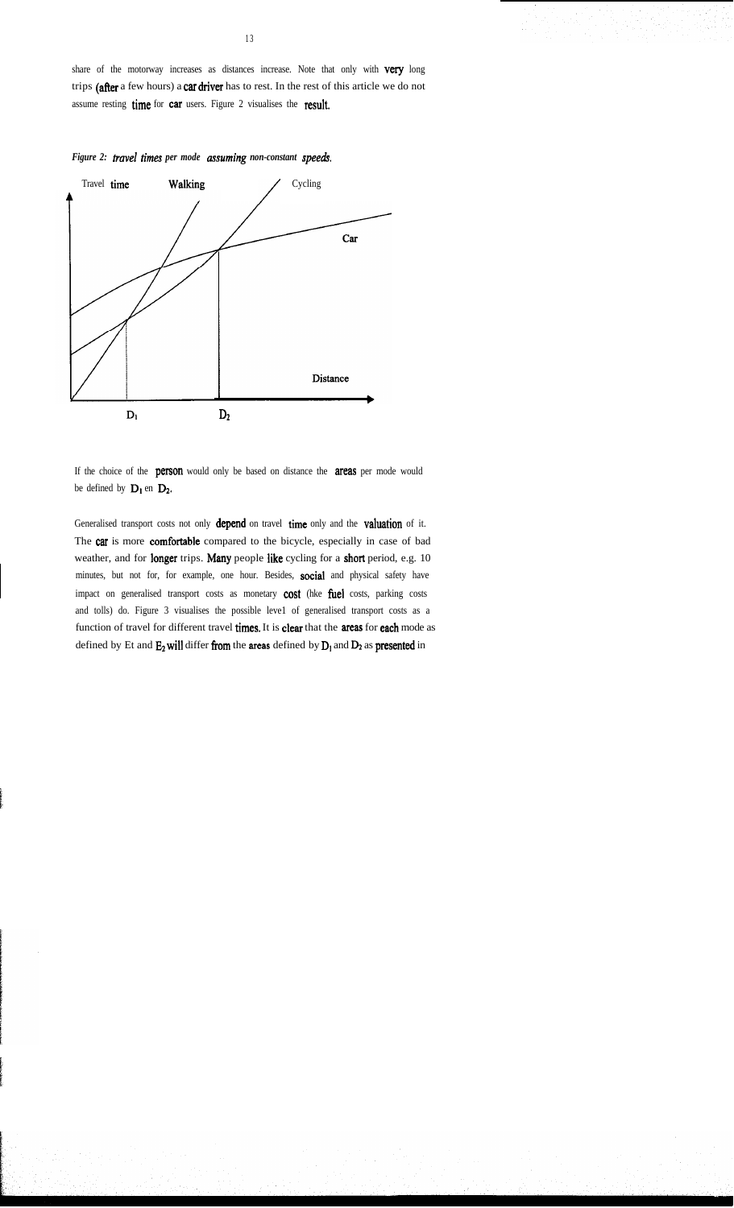share of the motorway increases as distances increase. Note that only with very long trips (after a few hours) a car driver has to rest. In the rest of this article we do not assume resting time for car users. Figure 2 visualises the result.

*Figure 2: travel times per mode assuming non-constant speeds.*

If the choice of the person would only be based on distance the areas per mode would be defined by $D_1$ en $D_2$.

Generalised transport costs not only depend on travel time only and the valuation of it. The car is more comfortable compared to the bicycle, especially in case of bad weather, and for longer trips. Many people like cycling for a short period, e.g. 10 minutes, but not for, for example, one hour. Besides, social and physical safety have impact on generalised transport costs as monetary cost (hke fuel costs, parking costs and tolls) do. Figure 3 visualises the possible level of generalised transport costs as a function of travel for different travel times. It is clear that the areas for each mode as defined by Et and $E_2$ will differ from the areas defined by $D_1$ and $D_2$ as presented in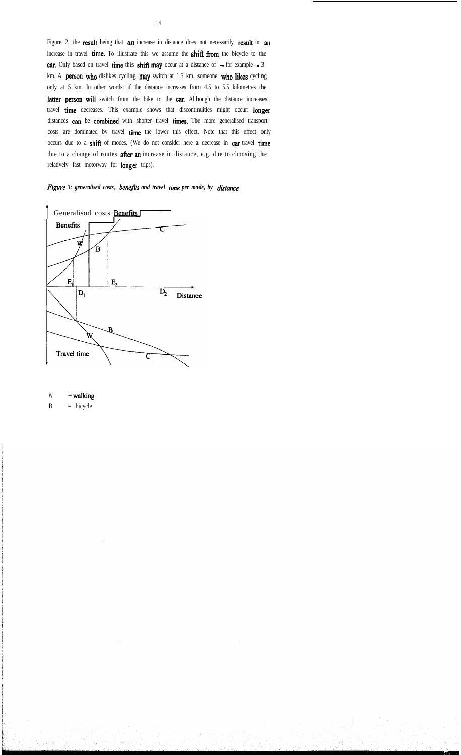Figure 2, the result being that an increase in distance does not necessarily result in an increase in travel time. To illustrate this we assume the shift from the bicycle to the car. Only based on travel time this shift may occur at a distance of – for example – 3 km. A person who dislikes cycling may switch at 1.5 km, someone who likes cycling only at 5 km. In other words: if the distance increases from 4.5 to 5.5 kilometres the latter person will switch from the bike to the car. Although the distance increases, travel time decreases. This example shows that discontinuities might occur: longer distances can be combined with shorter travel times. The more generalised transport costs are dominated by travel time the lower this effect. Note that this effect only occurs due to a shift of modes. (We do not consider here a decrease in car travel time due to a change of routes after an increase in distance, e.g. due to choosing the relatively fast motorway for longer trips).

*Figure 3: generalised costs, benefits and travel time per mode, by distance*

Generalisod costs Benefits

Benefits

W B C

$E_1$ $E_2$

$D_1$ $D_2$ Distance

B W C

Travel time

W = walking

B = bicycle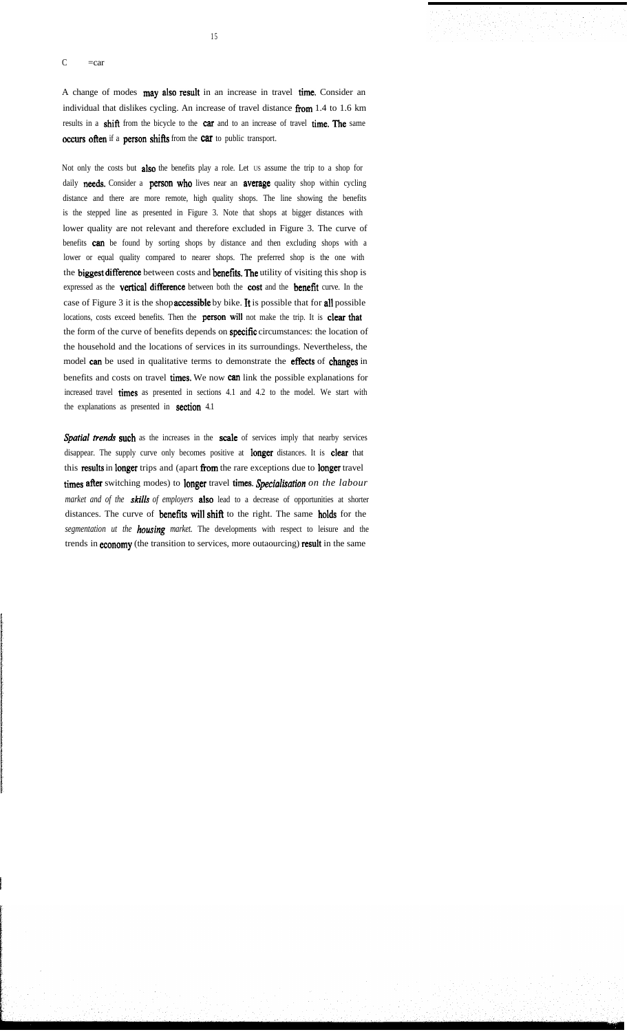C =car

A change of modes may also result in an increase in travel time. Consider an individual that dislikes cycling. An increase of travel distance from 1.4 to 1.6 km results in a shift from the bicycle to the car and to an increase of travel time. The same occurs often if a person shifts from the car to public transport.

Not only the costs but also the benefits play a role. Let us assume the trip to a shop for daily needs. Consider a person who lives near an average quality shop within cycling distance and there are more remote, high quality shops. The line showing the benefits is the stepped line as presented in Figure 3. Note that shops at bigger distances with lower quality are not relevant and therefore excluded in Figure 3. The curve of benefits can be found by sorting shops by distance and then excluding shops with a lower or equal quality compared to nearer shops. The preferred shop is the one with the biggest difference between costs and benefits. The utility of visiting this shop is expressed as the vertical difference between both the cost and the benefit curve. In the case of Figure 3 it is the shop accessible by bike. It is possible that for all possible locations, costs exceed benefits. Then the person will not make the trip. It is clear that the form of the curve of benefits depends on specific circumstances: the location of the household and the locations of services in its surroundings. Nevertheless, the model can be used in qualitative terms to demonstrate the effects of changes in benefits and costs on travel times. We now can link the possible explanations for increased travel times as presented in sections 4.1 and 4.2 to the model. We start with the explanations as presented in section 4.1

*Spatial trends* such as the increases in the scale of services imply that nearby services disappear. The supply curve only becomes positive at longer distances. It is clear that this results in longer trips and (apart from the rare exceptions due to longer travel times after switching modes) to longer travel times. *Specialisation on the labour market and of the skills of employers* also lead to a decrease of opportunities at shorter distances. The curve of benefits will shift to the right. The same holds for the *segmentation ut the housing market.* The developments with respect to leisure and the trends in economy (the transition to services, more outaourcing) result in the same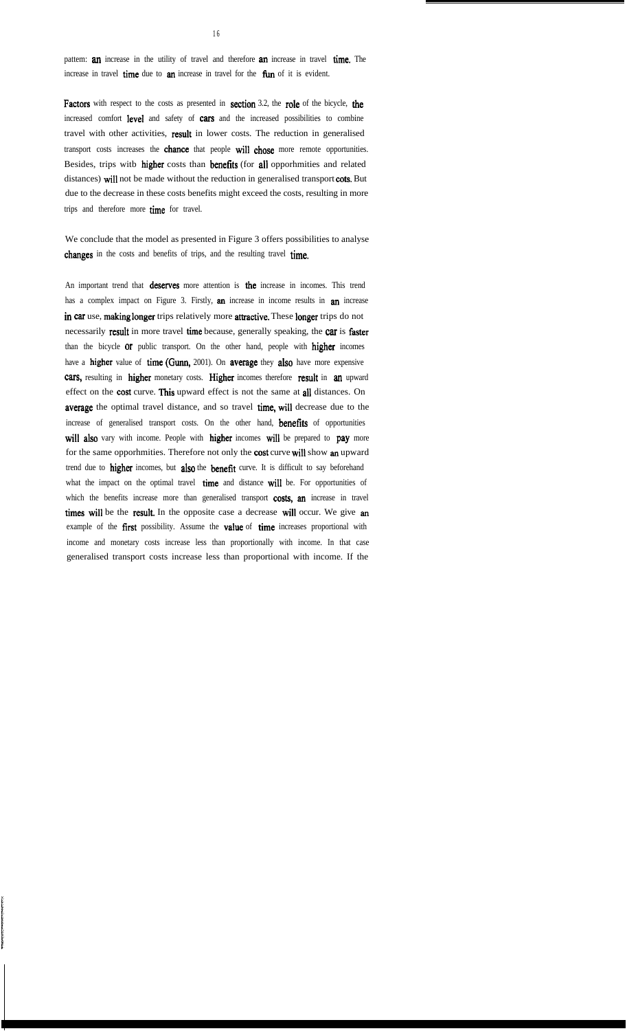pattern: an increase in the utility of travel and therefore an increase in travel time. The increase in travel time due to an increase in travel for the fun of it is evident.

Factors with respect to the costs as presented in section 3.2, the role of the bicycle, the increased comfort level and safety of cars and the increased possibilities to combine travel with other activities, result in lower costs. The reduction in generalised transport costs increases the chance that people will chose more remote opportunities. Besides, trips witb higher costs than benefits (for all opporhmities and related distances) will not be made without the reduction in generalised transport cots. But due to the decrease in these costs benefits might exceed the costs, resulting in more trips and therefore more time for travel.

We conclude that the model as presented in Figure 3 offers possibilities to analyse changes in the costs and benefits of trips, and the resulting travel time.

An important trend that deserves more attention is the increase in incomes. This trend has a complex impact on Figure 3. Firstly, an increase in income results in an increase in car use, making longer trips relatively more attractive. These longer trips do not necessarily result in more travel time because, generally speaking, the car is faster than the bicycle or public transport. On the other hand, people with higher incomes have a higher value of time (Gunn, 2001). On average they also have more expensive cars, resulting in higher monetary costs. Higher incomes therefore result in an upward effect on the cost curve. This upward effect is not the same at all distances. On average the optimal travel distance, and so travel time, will decrease due to the increase of generalised transport costs. On the other hand, benefits of opportunities will also vary with income. People with higher incomes will be prepared to pay more for the same opporhmities. Therefore not only the cost curve will show an upward trend due to higher incomes, but also the benefit curve. It is difficult to say beforehand what the impact on the optimal travel time and distance will be. For opportunities of which the benefits increase more than generalised transport costs, an increase in travel times will be the result. In the opposite case a decrease will occur. We give an example of the first possibility. Assume the value of time increases proportional with income and monetary costs increase less than proportionally with income. In that case generalised transport costs increase less than proportional with income. If the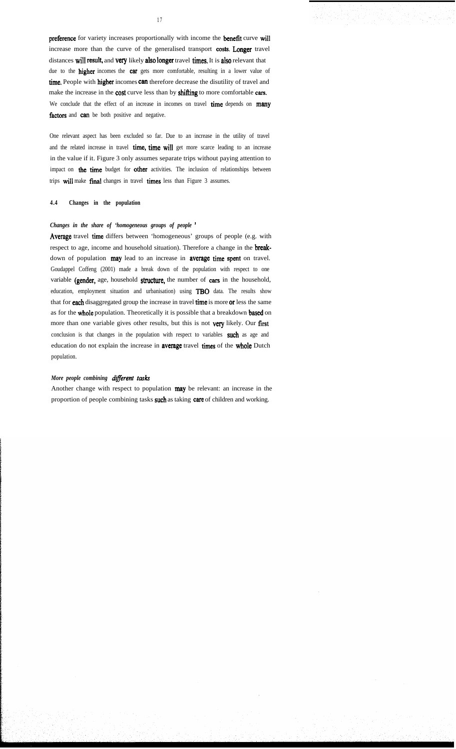preference for variety increases proportionally with income the benefit curve will increase more than the curve of the generalised transport costs. Longer travel distances will result, and very likely also longer travel times. It is also relevant that due to the higher incomes the car gets more comfortable, resulting in a lower value of time. People with higher incomes can therefore decrease the disutility of travel and make the increase in the cost curve less than by shifting to more comfortable cars. We conclude that the effect of an increase in incomes on travel time depends on many factors and can be both positive and negative.

One relevant aspect has been excluded so far. Due to an increase in the utility of travel and the related increase in travel time, time will get more scarce leading to an increase in the value if it. Figure 3 only assumes separate trips without paying attention to impact on the time budget for other activities. The inclusion of relationships between trips will make final changes in travel times less than Figure 3 assumes.

### 4.4 Changes in the population

***Changes in the share of 'homogeneous groups of people'***

Average travel time differs between 'homogeneous' groups of people (e.g. with respect to age, income and household situation). Therefore a change in the breakdown of population may lead to an increase in average time spent on travel. Goudappel Coffeng (2001) made a break down of the population with respect to one variable (gender, age, household structure, the number of cars in the household, education, employment situation and urbanisation) using TBO data. The results show that for each disaggregated group the increase in travel time is more or less the same as for the whole population. Theoretically it is possible that a breakdown based on more than one variable gives other results, but this is not very likely. Our first conclusion is that changes in the population with respect to variables such as age and education do not explain the increase in average travel times of the whole Dutch population.

***More people combining different tasks***

Another change with respect to population may be relevant: an increase in the proportion of people combining tasks such as taking care of children and working.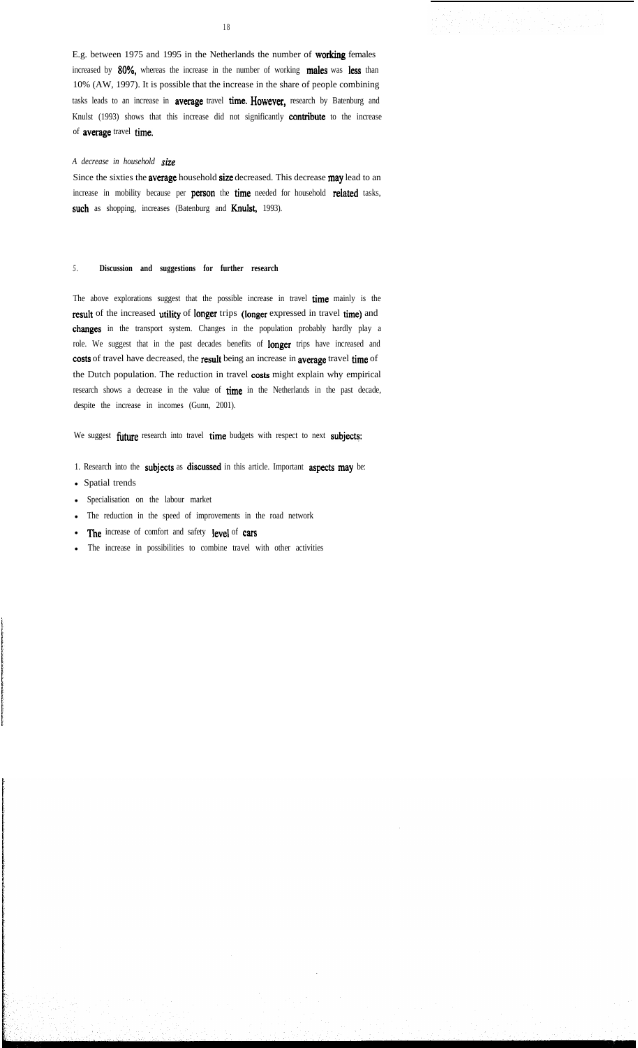E.g. between 1975 and 1995 in the Netherlands the number of working females increased by 80%, whereas the increase in the number of working males was less than 10% (AW, 1997). It is possible that the increase in the share of people combining tasks leads to an increase in average travel time. However, research by Batenburg and Knulst (1993) shows that this increase did not significantly contribute to the increase of average travel time.

*A decrease in household size*

Since the sixties the average household size decreased. This decrease may lead to an increase in mobility because per person the time needed for household related tasks, such as shopping, increases (Batenburg and Knulst, 1993).

## 5. Discussion and suggestions for further research

The above explorations suggest that the possible increase in travel time mainly is the result of the increased utility of longer trips (longer expressed in travel time) and changes in the transport system. Changes in the population probably hardly play a role. We suggest that in the past decades benefits of longer trips have increased and costs of travel have decreased, the result being an increase in average travel time of the Dutch population. The reduction in travel costs might explain why empirical research shows a decrease in the value of time in the Netherlands in the past decade, despite the increase in incomes (Gunn, 2001).

We suggest future research into travel time budgets with respect to next subjects:

1. Research into the subjects as discussed in this article. Important aspects may be:

- Spatial trends
- Specialisation on the labour market
- The reduction in the speed of improvements in the road network
- The increase of comfort and safety level of cars
- The increase in possibilities to combine travel with other activities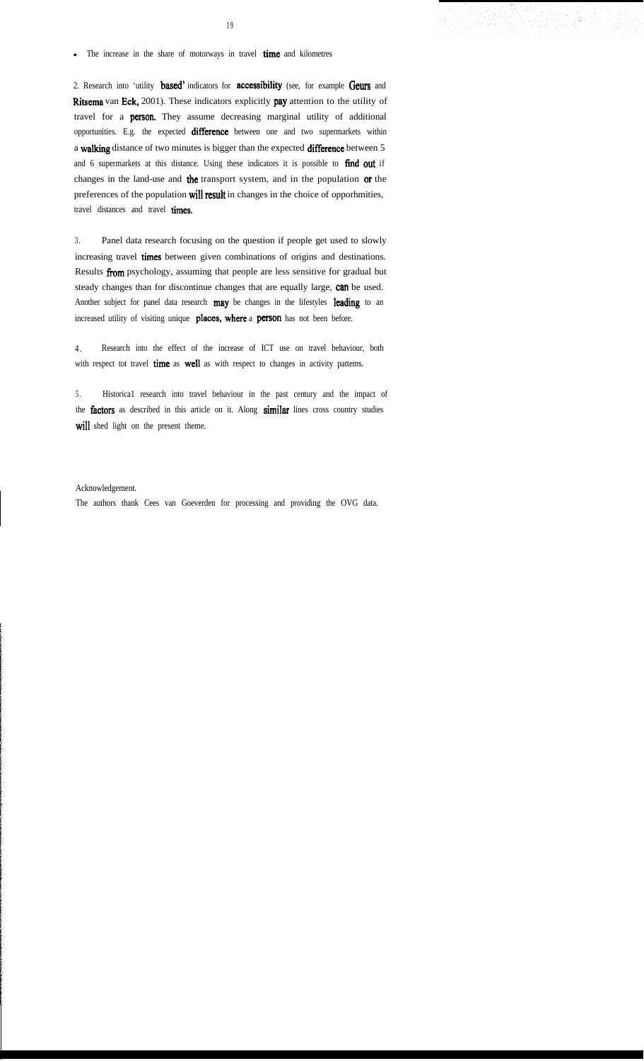- The increase in the share of motorways in travel time and kilometres

2. Research into 'utility based' indicators for accessibility (see, for example Geurs and Ritsema van Eck, 2001). These indicators explicitly pay attention to the utility of travel for a person. They assume decreasing marginal utility of additional opportunities. E.g. the expected difference between one and two supermarkets within a walking distance of two minutes is bigger than the expected difference between 5 and 6 supermarkets at this distance. Using these indicators it is possible to find out if changes in the land-use and the transport system, and in the population or the preferences of the population will result in changes in the choice of opporhmities, travel distances and travel times.

3. Panel data research focusing on the question if people get used to slowly increasing travel times between given combinations of origins and destinations. Results from psychology, assuming that people are less sensitive for gradual but steady changes than for discontinue changes that are equally large, can be used. Another subject for panel data research may be changes in the lifestyles leading to an increased utility of visiting unique places, where a person has not been before.

4. Research into the effect of the increase of ICT use on travel behaviour, both with respect tot travel time as well as with respect to changes in activity pattems.

5. Historica1 research into travel behaviour in the past century and the impact of the factors as described in this article on it. Along similar lines cross country studies will shed light on the present theme.

Acknowledgement.

The authors thank Cees van Goeverden for processing and providing the OVG data.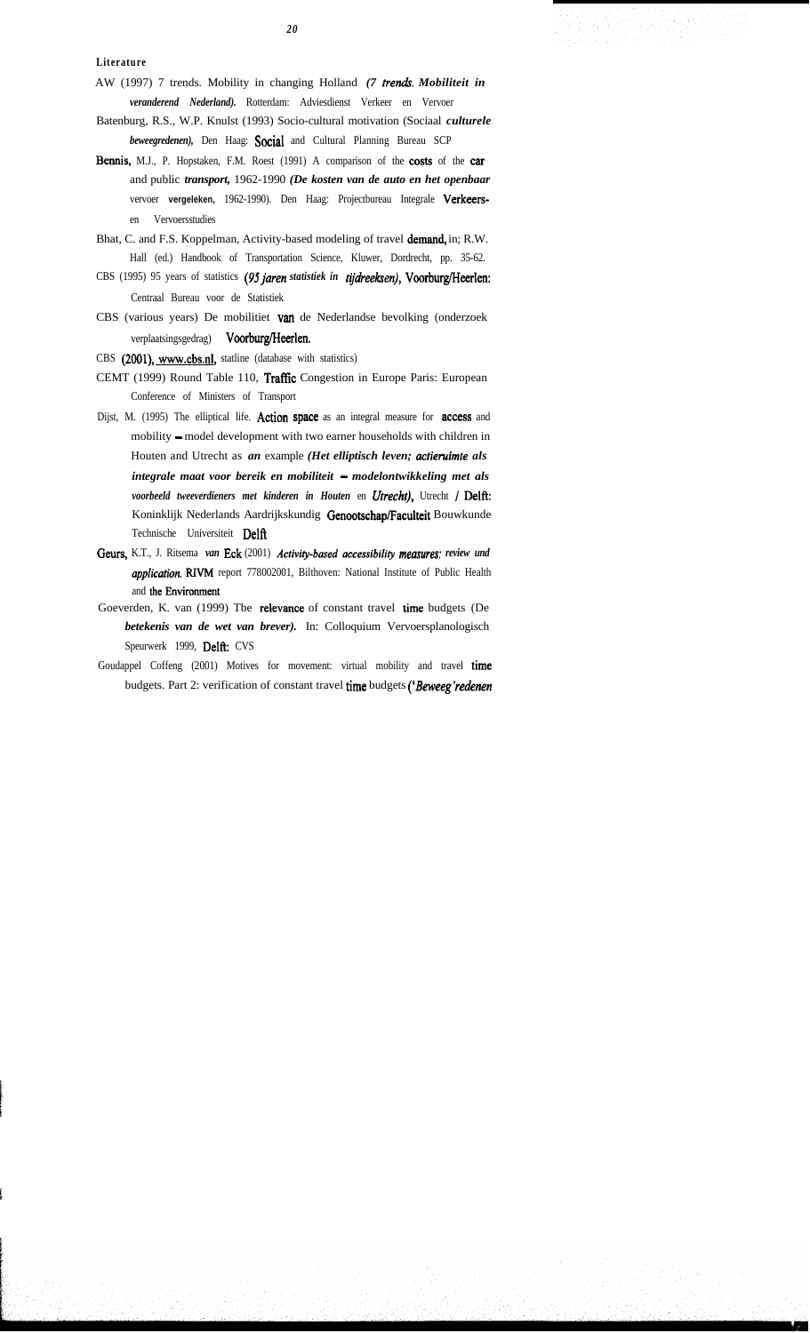## Literature

AW (1997) 7 trends. Mobility in changing Holland *(7 trends. Mobiliteit in veranderend Nederland).* Rotterdam: Adviesdienst Verkeer en Vervoer

Batenburg, R.S., W.P. Knulst (1993) Socio-cultural motivation (Sociaal *culturele beweegredenen),* Den Haag: Social and Cultural Planning Bureau SCP

Bennis, M.J., P. Hopstaken, F.M. Roest (1991) A comparison of the costs of the car and public *transport,* 1962-1990 *(De kosten van de auto en het openbaar* vervoer **vergeleken,** 1962-1990). Den Haag: Projectbureau Integrale Verkeers- en Vervoersstudies

Bhat, C. and F.S. Koppelman, Activity-based modeling of travel demand, in; R.W. Hall (ed.) Handbook of Transportation Science, Kluwer, Dordrecht, pp. 35-62.

CBS (1995) 95 years of statistics *(95 jaren statistiek in tijdreeksen),* Voorburg/Heerlen: Centraal Bureau voor de Statistiek

CBS (various years) De mobilitiet van de Nederlandse bevolking (onderzoek verplaatsingsgedrag) Voorburg/Heerlen.

CBS (2001), www.cbs.nl, statline (database with statistics)

CEMT (1999) Round Table 110, Traffic Congestion in Europe Paris: European Conference of Ministers of Transport

Dijst, M. (1995) The elliptical life. Action space as an integral measure for access and mobility – model development with two earner households with children in Houten and Utrecht as *an* example *(Het elliptisch leven; actieruimte als integrale maat voor bereik en mobiliteit – modelontwikkeling met als voorbeeld tweeverdieners met kinderen in Houten* en *Utrecht),* Utrecht / Delft: Koninklijk Nederlands Aardrijkskundig Genootschap/Faculteit Bouwkunde Technische Universiteit Delft

Geurs, K.T., J. Ritsema *van* Eck (2001) *Activity-based accessibility measures: review und application.* RIVM report 778002001, Bilthoven: National Institute of Public Health and the Environment

Goeverden, K. van (1999) Tbe relevance of constant travel time budgets (De *betekenis van de wet van brever).* In: Colloquium Vervoersplanologisch Speurwerk 1999, Delft: CVS

Goudappel Coffeng (2001) Motives for movement: virtual mobility and travel time budgets. Part 2: verification of constant travel time budgets *('Beweeg'redenen*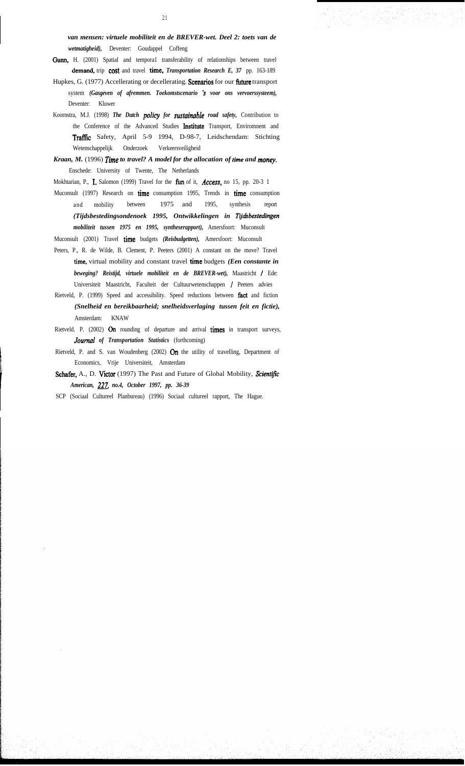*van mensen: virtuele mobiliteit en de BREVER-wet. Deel 2: toets van de wetmatigheid),* Deventer: Goudappel Coffeng

Gunn, H. (2001) Spatial and temporal transferability of relationships between travel demand, trip cost and travel time, *Transportation Research E, 37* pp. 163-189

Hupkes, G. (1977) Accellerating or decellerating. Scenarios for our future transport system *(Gasgeven of afremmen. Toekomstscenario 's voor ons vervoerssysteem),* Deventer: Kluwer

Koornstra, M.J. (1998) *The Dutch policy for sustainable road safety,* Contribution to the Conference of the Advanced Studies Institute Transport, Enviromnent and Traffic Safety, April 5-9 1994, D-98-7, Leidschendam: Stichting Wetenschappelijk Onderzoek Verkeersveiligheid

*Kraan, M.* (1996) *Time to travel? A model for the allocation of time and money.* Enschede: University of Twente, The Netherlands

Mokhtarian, P., I. Salomon (1999) Travel for the fun of it, *Access,* no 15, pp. 20-3 1

Muconsult (1997) Research on time consumption 1995, Trends in time consumption and mobility between 1975 and 1995, synthesis report *(Tijdsbestedingsondenoek 1995, Ontwikkelingen in Tijdsbestedingen mobiliteit tussen 1975 en 1995, syntheserapport),* Amersfoort: Muconsult

Muconsult (2001) Travel time budgets *(Reisbudgetten),* Amersfoort: Muconsult

Peters, P., R. de Wilde, B. Clement, P. Peeters (2001) A constant on the move? Travel time, virtual mobility and constant travel time budgets *(Een constante in beweging? Reistijd, virtuele mobiliteit en de BREVER-wet),* Maastricht / Ede: Universiteit Maastricht, Faculteit der Cultuurwetenschappen / Peeters advies

Rietveld, P. (1999) Speed and accessibility. Speed reductions between fact and fiction *(Snelheid en bereikbaarheid; snelheidsverlaging tussen feit en fictie),* Amsterdam: KNAW

Rietveld. P. (2002) On rounding of departure and arrival times in transport surveys, *Journal of Transportation Statistics* (forthcoming)

Rietveld, P. and S. van Woudenberg (2002) On the utility of travelling, Department of Economics, Vrije Universiteit, Amsterdam

Schafer, A., D. Victor (1997) The Past and Future of Global Mobility, *Scientific American, 227, no.4, October 1997, pp. 36-39*

SCP (Sociaal Cultureel Planbureau) (1996) Sociaal cultureel rapport, The Hague.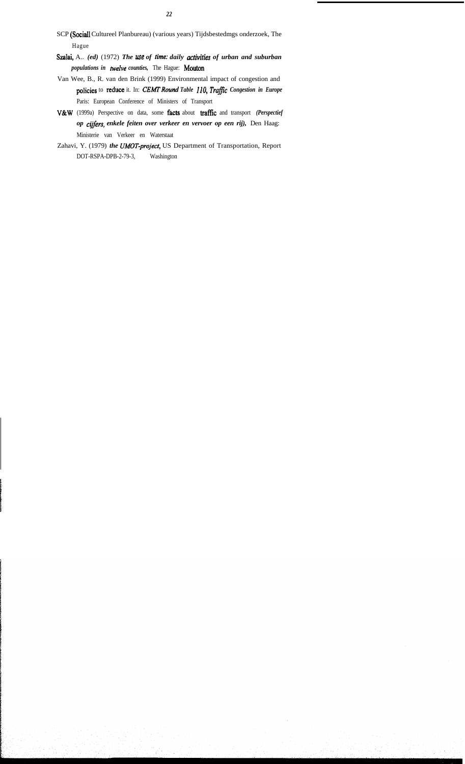SCP (Sociall Cultureel Planbureau) (various years) Tijdsbestedmgs onderzoek, The Hague

Szalai, A.. *(ed)* (1972) ***The use of time: daily activities of urban and suburban populations in twelve counties,*** The Hague: Mouton

Van Wee, B., R. van den Brink (1999) Environmental impact of congestion and policies to reduce it. In: ***CEMT Round Table 110, Traffic Congestion in Europe*** Paris: European Conference of Ministers of Transport

V&W (1999a) Perspective on data, some facts about traffic and transport ***(Perspectief op cijfers, enkele feiten over verkeer en vervoer op een rij),*** Den Haag: Ministerie van Verkeer en Waterstaat

Zahavi, Y. (1979) ***the UMOT-project,*** US Department of Transportation, Report DOT-RSPA-DPB-2-79-3, Washington